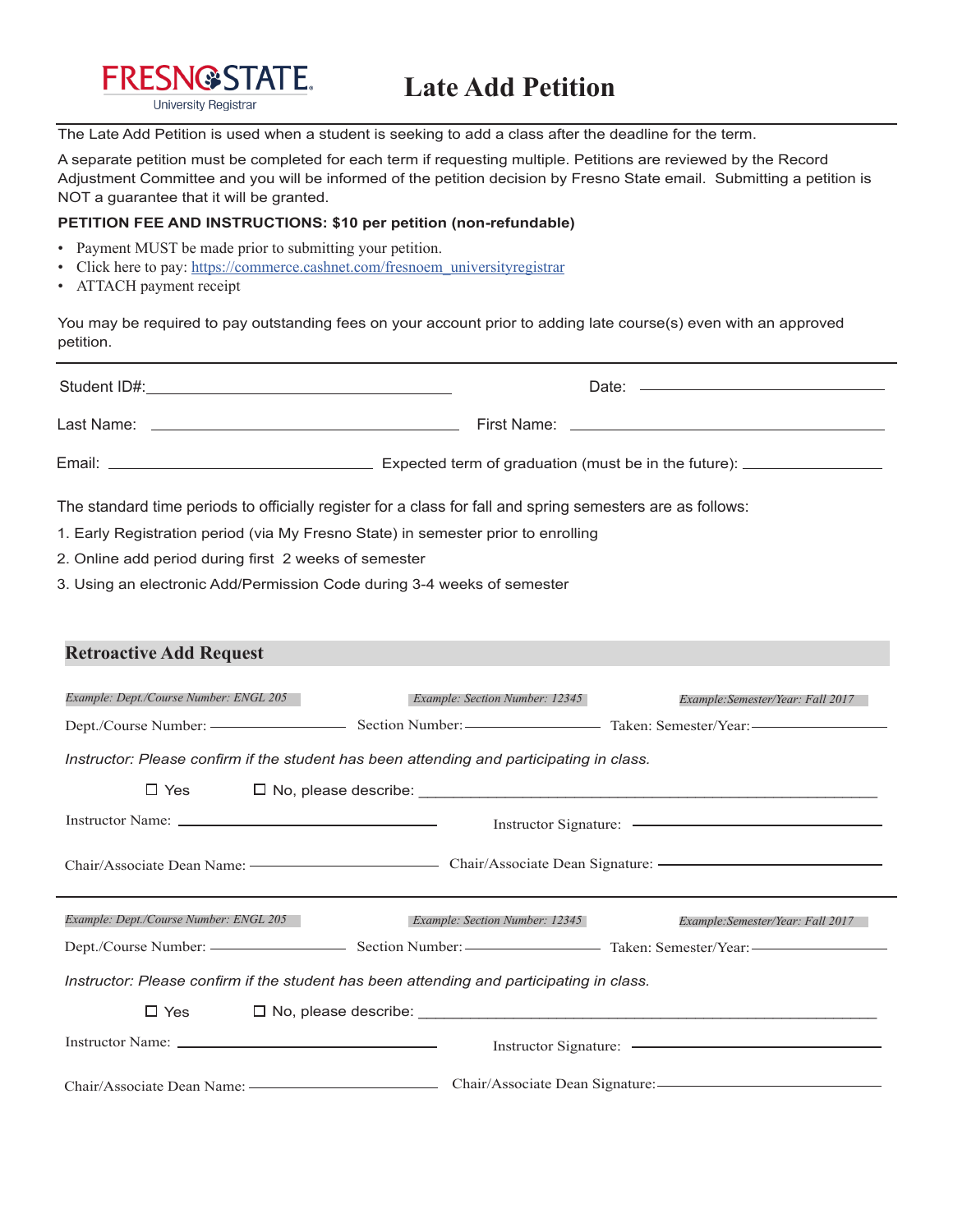FRESNO STATE
University Registrar

# Late Add Petition

The Late Add Petition is used when a student is seeking to add a class after the deadline for the term.

A separate petition must be completed for each term if requesting multiple. Petitions are reviewed by the Record Adjustment Committee and you will be informed of the petition decision by Fresno State email. Submitting a petition is NOT a guarantee that it will be granted.

**PETITION FEE AND INSTRUCTIONS: $10 per petition (non-refundable)**

- Payment MUST be made prior to submitting your petition.
- Click here to pay: https://commerce.cashnet.com/fresnoem_universityregistrar
- ATTACH payment receipt

You may be required to pay outstanding fees on your account prior to adding late course(s) even with an approved petition.

Student ID#: ______________________ Date: ______________________

Last Name: ______________________ First Name: ______________________

Email: ______________________ Expected term of graduation (must be in the future): ______________________

The standard time periods to officially register for a class for fall and spring semesters are as follows:

1. Early Registration period (via My Fresno State) in semester prior to enrolling
2. Online add period during first 2 weeks of semester
3. Using an electronic Add/Permission Code during 3-4 weeks of semester

## Retroactive Add Request

*Example: Dept./Course Number: ENGL 205* *Example: Section Number: 12345* *Example:Semester/Year: Fall 2017*

Dept./Course Number: ______________ Section Number: ______________ Taken: Semester/Year: ______________

*Instructor: Please confirm if the student has been attending and participating in class.*

☐ Yes ☐ No, please describe: ______________________________________________

Instructor Name: ______________________ Instructor Signature: ______________________

Chair/Associate Dean Name: ______________________ Chair/Associate Dean Signature: ______________________

---

*Example: Dept./Course Number: ENGL 205* *Example: Section Number: 12345* *Example:Semester/Year: Fall 2017*

Dept./Course Number: ______________ Section Number: ______________ Taken: Semester/Year: ______________

*Instructor: Please confirm if the student has been attending and participating in class.*

☐ Yes ☐ No, please describe: ______________________________________________

Instructor Name: ______________________ Instructor Signature: ______________________

Chair/Associate Dean Name: ______________________ Chair/Associate Dean Signature: ______________________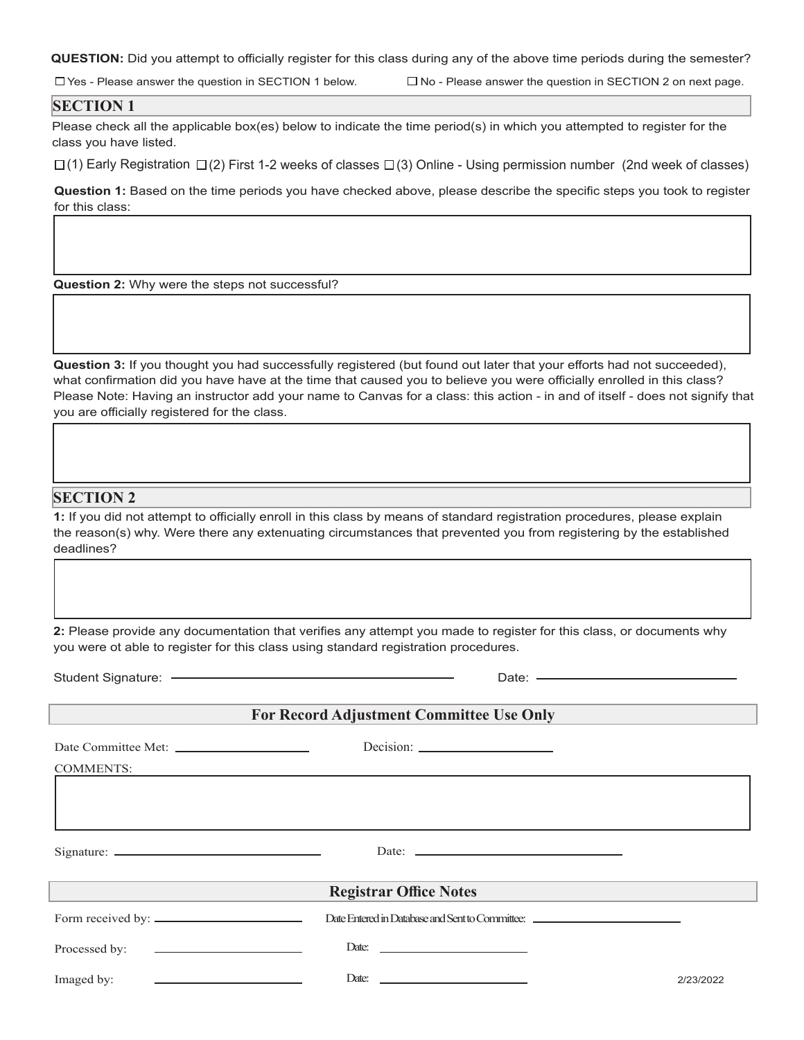**QUESTION:** Did you attempt to officially register for this class during any of the above time periods during the semester?

☐ Yes - Please answer the question in SECTION 1 below. ☐ No - Please answer the question in SECTION 2 on next page.

## SECTION 1

Please check all the applicable box(es) below to indicate the time period(s) in which you attempted to register for the class you have listed.

☐ (1) Early Registration ☐ (2) First 1-2 weeks of classes ☐ (3) Online - Using permission number (2nd week of classes)

**Question 1:** Based on the time periods you have checked above, please describe the specific steps you took to register for this class:

**Question 2:** Why were the steps not successful?

**Question 3:** If you thought you had successfully registered (but found out later that your efforts had not succeeded), what confirmation did you have have at the time that caused you to believe you were officially enrolled in this class? Please Note: Having an instructor add your name to Canvas for a class: this action - in and of itself - does not signify that you are officially registered for the class.

## SECTION 2

**1:** If you did not attempt to officially enroll in this class by means of standard registration procedures, please explain the reason(s) why. Were there any extenuating circumstances that prevented you from registering by the established deadlines?

**2:** Please provide any documentation that verifies any attempt you made to register for this class, or documents why you were ot able to register for this class using standard registration procedures.

Student Signature: ______________________ Date: ______________________

## For Record Adjustment Committee Use Only

Date Committee Met: ______________________ Decision: ______________________

COMMENTS:

Signature: ______________________ Date: ______________________

## Registrar Office Notes

Form received by: ______________________ Date Entered in Database and Sent to Committee: ______________________

Processed by: ______________________ Date: ______________________

Imaged by: ______________________ Date: ______________________

2/23/2022